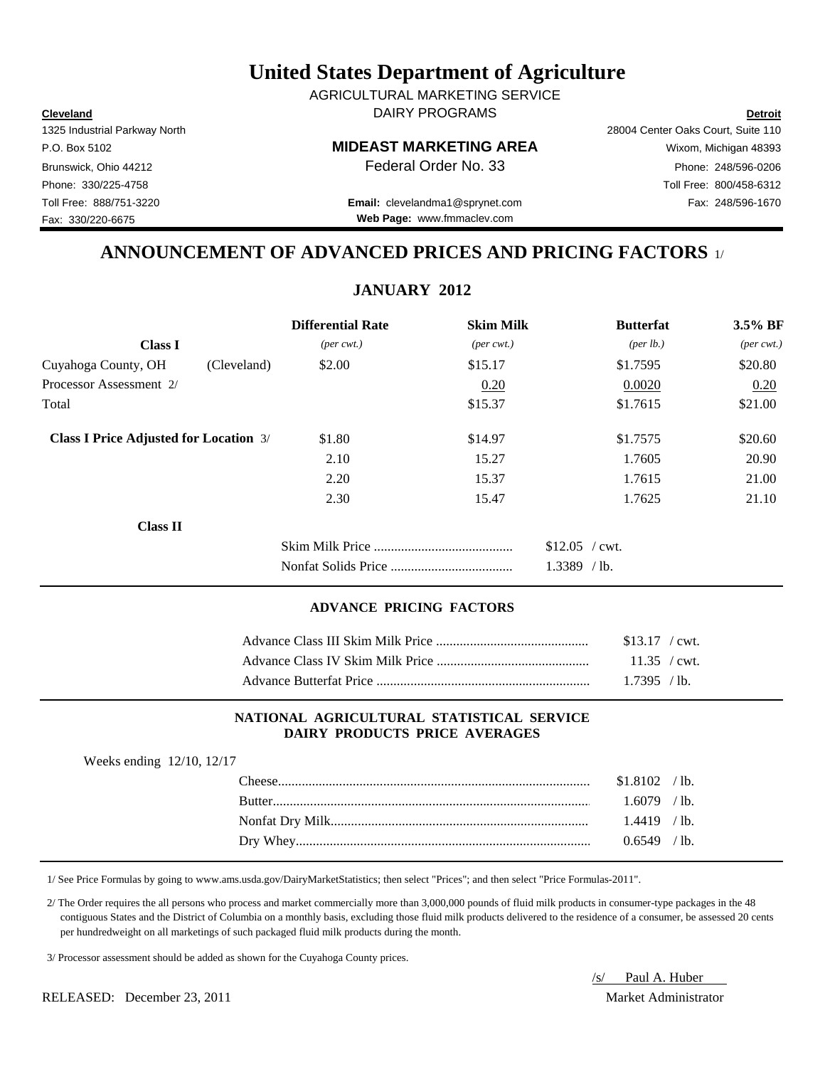# United States Department of Agriculture

AGRICULTURAL MARKETING SERVICE
DAIRY PROGRAMS

**Cleveland**
1325 Industrial Parkway North
P.O. Box 5102
Brunswick, Ohio 44212
Phone: 330/225-4758
Toll Free: 888/751-3220
Fax: 330/220-6675

**MIDEAST MARKETING AREA**
Federal Order No. 33

**Email:** clevelandma1@sprynet.com
**Web Page:** www.fmmaclev.com

**Detroit**
28004 Center Oaks Court, Suite 110
Wixom, Michigan 48393
Phone: 248/596-0206
Toll Free: 800/458-6312
Fax: 248/596-1670

## ANNOUNCEMENT OF ADVANCED PRICES AND PRICING FACTORS 1/

### JANUARY 2012

| **Class I** | | **Differential Rate** *(per cwt.)* | **Skim Milk** *(per cwt.)* | **Butterfat** *(per lb.)* | **3.5% BF** *(per cwt.)* |
|---|---|---|---|---|---|
| Cuyahoga County, OH | (Cleveland) | $2.00 | $15.17 | $1.7595 | $20.80 |
| Processor Assessment 2/ | | | 0.20 | 0.0020 | 0.20 |
| Total | | | $15.37 | $1.7615 | $21.00 |
| **Class I Price Adjusted for Location** 3/ | | $1.80 | $14.97 | $1.7575 | $20.60 |
| | | 2.10 | 15.27 | 1.7605 | 20.90 |
| | | 2.20 | 15.37 | 1.7615 | 21.00 |
| | | 2.30 | 15.47 | 1.7625 | 21.10 |

**Class II**

| | |
|---|---|
| Skim Milk Price | $12.05 / cwt. |
| Nonfat Solids Price | 1.3389 / lb. |

### ADVANCE PRICING FACTORS

| | |
|---|---|
| Advance Class III Skim Milk Price | $13.17 / cwt. |
| Advance Class IV Skim Milk Price | 11.35 / cwt. |
| Advance Butterfat Price | 1.7395 / lb. |

### NATIONAL AGRICULTURAL STATISTICAL SERVICE DAIRY PRODUCTS PRICE AVERAGES

Weeks ending 12/10, 12/17

| | |
|---|---|
| Cheese | $1.8102 / lb. |
| Butter | 1.6079 / lb. |
| Nonfat Dry Milk | 1.4419 / lb. |
| Dry Whey | 0.6549 / lb. |

1/ See Price Formulas by going to www.ams.usda.gov/DairyMarketStatistics; then select "Prices"; and then select "Price Formulas-2011".

2/ The Order requires the all persons who process and market commercially more than 3,000,000 pounds of fluid milk products in consumer-type packages in the 48 contiguous States and the District of Columbia on a monthly basis, excluding those fluid milk products delivered to the residence of a consumer, be assessed 20 cents per hundredweight on all marketings of such packaged fluid milk products during the month.

3/ Processor assessment should be added as shown for the Cuyahoga County prices.

RELEASED: December 23, 2011

/s/ Paul A. Huber
Market Administrator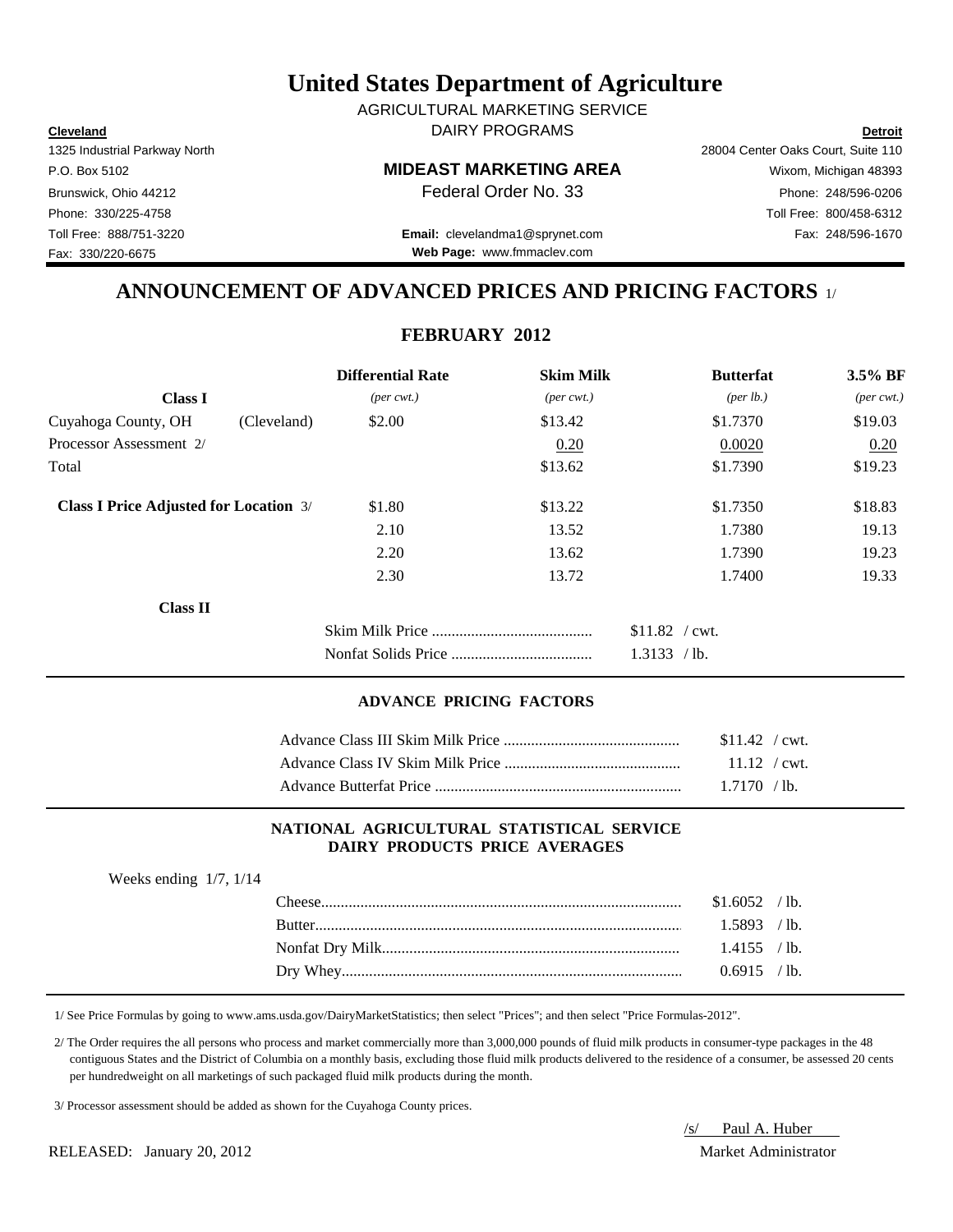# United States Department of Agriculture

AGRICULTURAL MARKETING SERVICE
DAIRY PROGRAMS

**Cleveland**
1325 Industrial Parkway North
P.O. Box 5102
Brunswick, Ohio 44212
Phone: 330/225-4758
Toll Free: 888/751-3220
Fax: 330/220-6675

**MIDEAST MARKETING AREA**
Federal Order No. 33

**Email:** clevelandma1@sprynet.com
**Web Page:** www.fmmaclev.com

**Detroit**
28004 Center Oaks Court, Suite 110
Wixom, Michigan 48393
Phone: 248/596-0206
Toll Free: 800/458-6312
Fax: 248/596-1670

## ANNOUNCEMENT OF ADVANCED PRICES AND PRICING FACTORS 1/

### FEBRUARY 2012

| **Class I** | | **Differential Rate** *(per cwt.)* | **Skim Milk** *(per cwt.)* | **Butterfat** *(per lb.)* | **3.5% BF** *(per cwt.)* |
|---|---|---|---|---|---|
| Cuyahoga County, OH | (Cleveland) | \$2.00 | \$13.42 | \$1.7370 | \$19.03 |
| Processor Assessment 2/ | | | 0.20 | 0.0020 | 0.20 |
| Total | | | \$13.62 | \$1.7390 | \$19.23 |
| **Class I Price Adjusted for Location** 3/ | | \$1.80 | \$13.22 | \$1.7350 | \$18.83 |
| | | 2.10 | 13.52 | 1.7380 | 19.13 |
| | | 2.20 | 13.62 | 1.7390 | 19.23 |
| | | 2.30 | 13.72 | 1.7400 | 19.33 |

**Class II**

| | |
|---|---|
| Skim Milk Price | \$11.82 / cwt. |
| Nonfat Solids Price | 1.3133 / lb. |

#### ADVANCE PRICING FACTORS

| | |
|---|---|
| Advance Class III Skim Milk Price | \$11.42 / cwt. |
| Advance Class IV Skim Milk Price | 11.12 / cwt. |
| Advance Butterfat Price | 1.7170 / lb. |

#### NATIONAL AGRICULTURAL STATISTICAL SERVICE DAIRY PRODUCTS PRICE AVERAGES

Weeks ending 1/7, 1/14

| | |
|---|---|
| Cheese | \$1.6052 / lb. |
| Butter | 1.5893 / lb. |
| Nonfat Dry Milk | 1.4155 / lb. |
| Dry Whey | 0.6915 / lb. |

1/ See Price Formulas by going to www.ams.usda.gov/DairyMarketStatistics; then select "Prices"; and then select "Price Formulas-2012".

2/ The Order requires the all persons who process and market commercially more than 3,000,000 pounds of fluid milk products in consumer-type packages in the 48 contiguous States and the District of Columbia on a monthly basis, excluding those fluid milk products delivered to the residence of a consumer, be assessed 20 cents per hundredweight on all marketings of such packaged fluid milk products during the month.

3/ Processor assessment should be added as shown for the Cuyahoga County prices.

RELEASED: January 20, 2012

/s/ Paul A. Huber
Market Administrator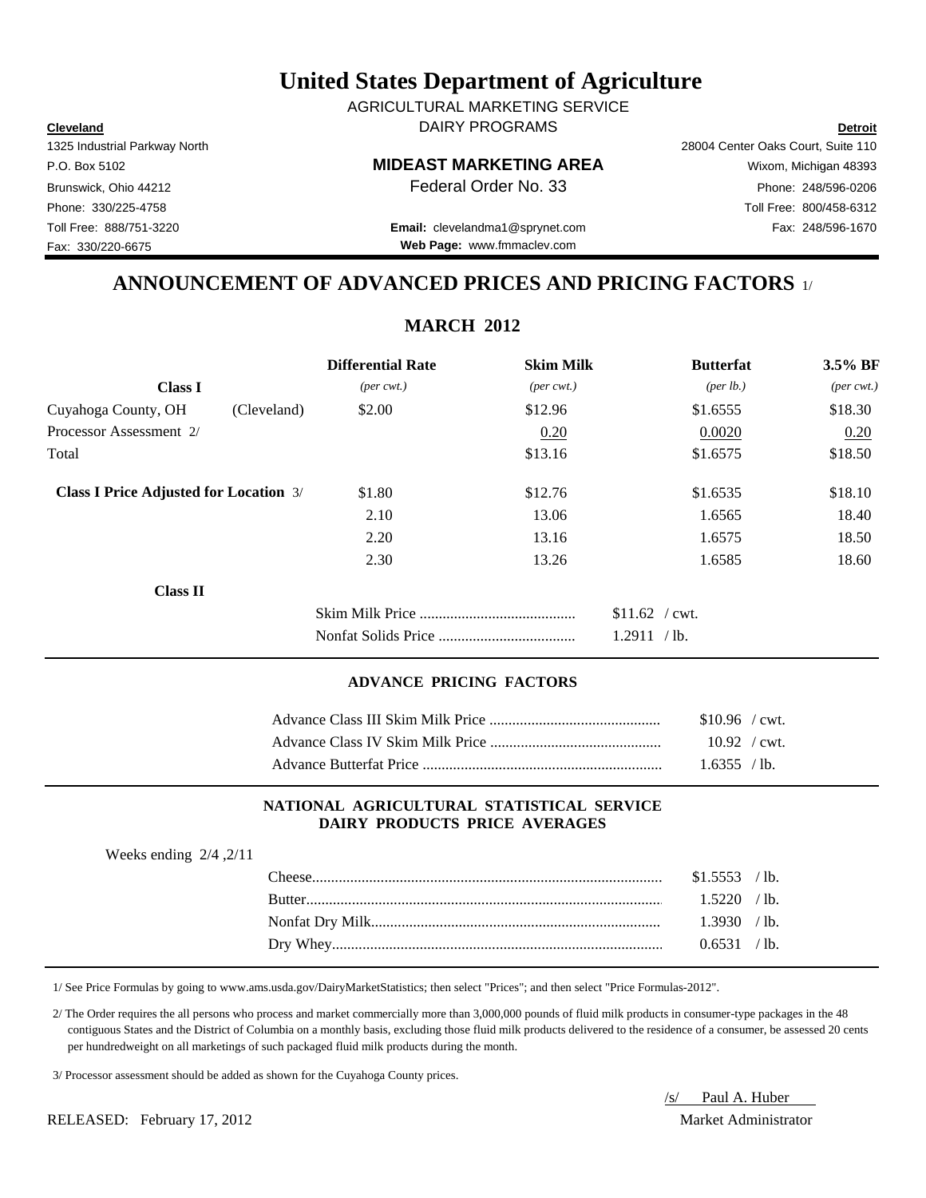# United States Department of Agriculture

AGRICULTURAL MARKETING SERVICE

DAIRY PROGRAMS

**Cleveland**
1325 Industrial Parkway North
P.O. Box 5102
Brunswick, Ohio 44212
Phone: 330/225-4758
Toll Free: 888/751-3220
Fax: 330/220-6675

**MIDEAST MARKETING AREA**
Federal Order No. 33

**Email:** clevelandma1@sprynet.com
**Web Page:** www.fmmaclev.com

**Detroit**
28004 Center Oaks Court, Suite 110
Wixom, Michigan 48393
Phone: 248/596-0206
Toll Free: 800/458-6312
Fax: 248/596-1670

## ANNOUNCEMENT OF ADVANCED PRICES AND PRICING FACTORS 1/

### MARCH 2012

| Class I | | Differential Rate *(per cwt.)* | Skim Milk *(per cwt.)* | Butterfat *(per lb.)* | 3.5% BF *(per cwt.)* |
|---|---|---|---|---|---|
| Cuyahoga County, OH | (Cleveland) | $2.00 | $12.96 | $1.6555 | $18.30 |
| Processor Assessment 2/ | | | 0.20 | 0.0020 | 0.20 |
| Total | | | $13.16 | $1.6575 | $18.50 |
| **Class I Price Adjusted for Location** 3/ | | $1.80 | $12.76 | $1.6535 | $18.10 |
| | | 2.10 | 13.06 | 1.6565 | 18.40 |
| | | 2.20 | 13.16 | 1.6575 | 18.50 |
| | | 2.30 | 13.26 | 1.6585 | 18.60 |

**Class II**

| | |
|---|---|
| Skim Milk Price | $11.62 / cwt. |
| Nonfat Solids Price | 1.2911 / lb. |

#### ADVANCE PRICING FACTORS

| | |
|---|---|
| Advance Class III Skim Milk Price | $10.96 / cwt. |
| Advance Class IV Skim Milk Price | 10.92 / cwt. |
| Advance Butterfat Price | 1.6355 / lb. |

#### NATIONAL AGRICULTURAL STATISTICAL SERVICE DAIRY PRODUCTS PRICE AVERAGES

Weeks ending 2/4 ,2/11

| | |
|---|---|
| Cheese | $1.5553 / lb. |
| Butter | 1.5220 / lb. |
| Nonfat Dry Milk | 1.3930 / lb. |
| Dry Whey | 0.6531 / lb. |

1/ See Price Formulas by going to www.ams.usda.gov/DairyMarketStatistics; then select "Prices"; and then select "Price Formulas-2012".

2/ The Order requires the all persons who process and market commercially more than 3,000,000 pounds of fluid milk products in consumer-type packages in the 48 contiguous States and the District of Columbia on a monthly basis, excluding those fluid milk products delivered to the residence of a consumer, be assessed 20 cents per hundredweight on all marketings of such packaged fluid milk products during the month.

3/ Processor assessment should be added as shown for the Cuyahoga County prices.

/s/ Paul A. Huber
Market Administrator

RELEASED: February 17, 2012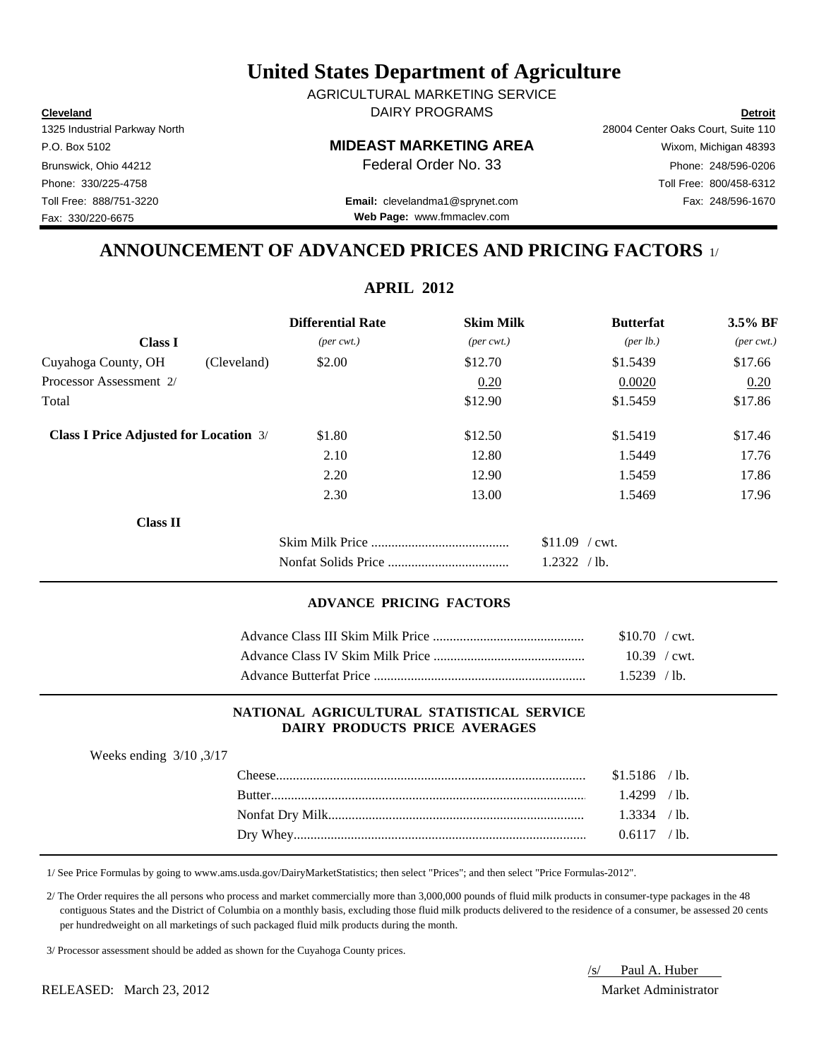# United States Department of Agriculture

AGRICULTURAL MARKETING SERVICE
DAIRY PROGRAMS

**Cleveland**
1325 Industrial Parkway North
P.O. Box 5102
Brunswick, Ohio 44212
Phone: 330/225-4758
Toll Free: 888/751-3220
Fax: 330/220-6675

**MIDEAST MARKETING AREA**
Federal Order No. 33

**Email:** clevelandma1@sprynet.com
**Web Page:** www.fmmaclev.com

**Detroit**
28004 Center Oaks Court, Suite 110
Wixom, Michigan 48393
Phone: 248/596-0206
Toll Free: 800/458-6312
Fax: 248/596-1670

## ANNOUNCEMENT OF ADVANCED PRICES AND PRICING FACTORS 1/

### APRIL 2012

| **Class I** | | **Differential Rate** *(per cwt.)* | **Skim Milk** *(per cwt.)* | **Butterfat** *(per lb.)* | **3.5% BF** *(per cwt.)* |
|---|---|---|---|---|---|
| Cuyahoga County, OH | (Cleveland) | $2.00 | $12.70 | $1.5439 | $17.66 |
| Processor Assessment 2/ | | | 0.20 | 0.0020 | 0.20 |
| Total | | | $12.90 | $1.5459 | $17.86 |
| **Class I Price Adjusted for Location** 3/ | | $1.80 | $12.50 | $1.5419 | $17.46 |
| | | 2.10 | 12.80 | 1.5449 | 17.76 |
| | | 2.20 | 12.90 | 1.5459 | 17.86 |
| | | 2.30 | 13.00 | 1.5469 | 17.96 |

**Class II**

| | |
|---|---|
| Skim Milk Price | $11.09 / cwt. |
| Nonfat Solids Price | 1.2322 / lb. |

#### ADVANCE PRICING FACTORS

| | |
|---|---|
| Advance Class III Skim Milk Price | $10.70 / cwt. |
| Advance Class IV Skim Milk Price | 10.39 / cwt. |
| Advance Butterfat Price | 1.5239 / lb. |

#### NATIONAL AGRICULTURAL STATISTICAL SERVICE DAIRY PRODUCTS PRICE AVERAGES

Weeks ending 3/10 ,3/17

| | |
|---|---|
| Cheese | $1.5186 / lb. |
| Butter | 1.4299 / lb. |
| Nonfat Dry Milk | 1.3334 / lb. |
| Dry Whey | 0.6117 / lb. |

1/ See Price Formulas by going to www.ams.usda.gov/DairyMarketStatistics; then select "Prices"; and then select "Price Formulas-2012".

2/ The Order requires the all persons who process and market commercially more than 3,000,000 pounds of fluid milk products in consumer-type packages in the 48 contiguous States and the District of Columbia on a monthly basis, excluding those fluid milk products delivered to the residence of a consumer, be assessed 20 cents per hundredweight on all marketings of such packaged fluid milk products during the month.

3/ Processor assessment should be added as shown for the Cuyahoga County prices.

RELEASED: March 23, 2012

/s/ Paul A. Huber
Market Administrator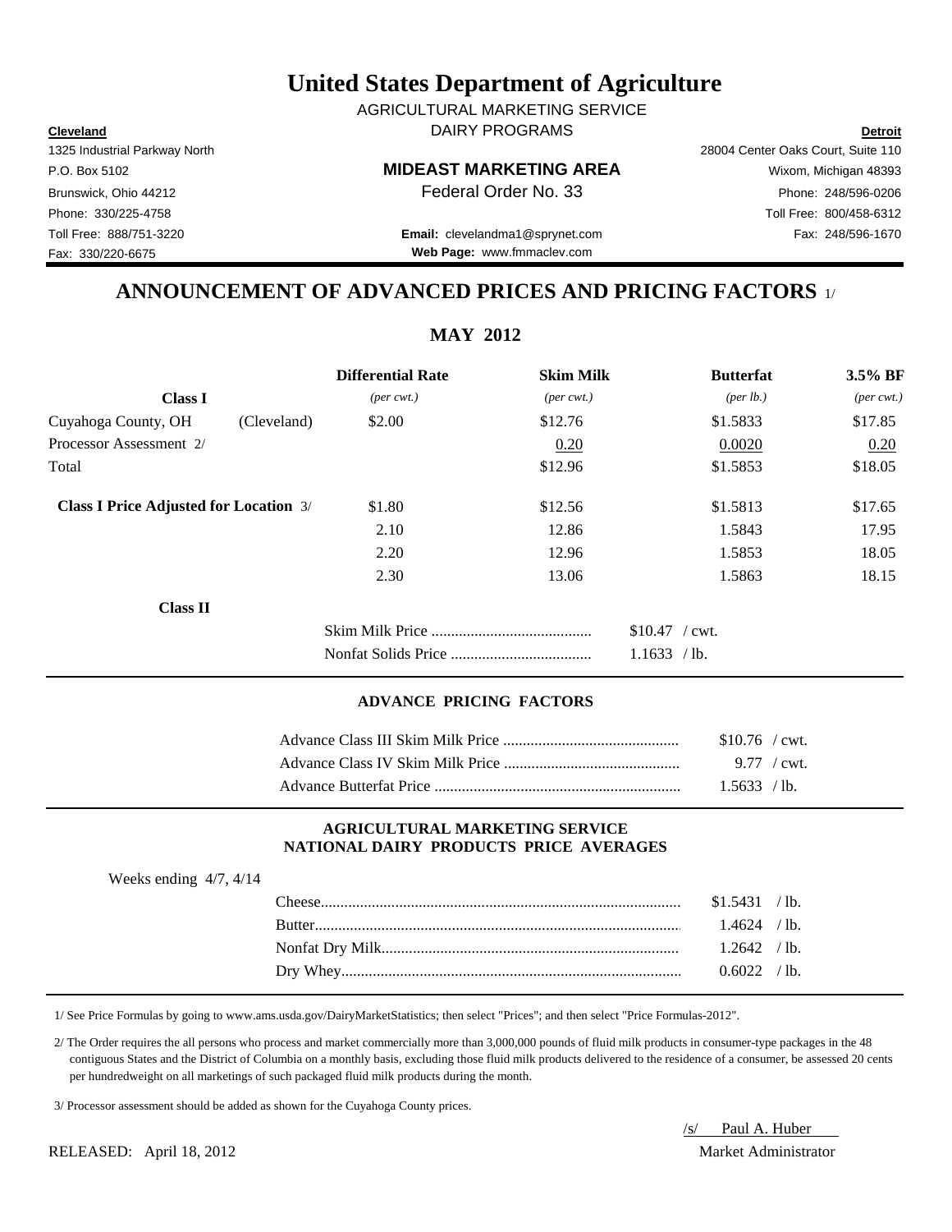# United States Department of Agriculture

AGRICULTURAL MARKETING SERVICE
DAIRY PROGRAMS

**Cleveland**
1325 Industrial Parkway North
P.O. Box 5102
Brunswick, Ohio 44212
Phone: 330/225-4758
Toll Free: 888/751-3220
Fax: 330/220-6675

**MIDEAST MARKETING AREA**
Federal Order No. 33

**Email:** clevelandma1@sprynet.com
**Web Page:** www.fmmaclev.com

**Detroit**
28004 Center Oaks Court, Suite 110
Wixom, Michigan 48393
Phone: 248/596-0206
Toll Free: 800/458-6312
Fax: 248/596-1670

## ANNOUNCEMENT OF ADVANCED PRICES AND PRICING FACTORS 1/

### MAY 2012

| Class I | | Differential Rate (per cwt.) | Skim Milk (per cwt.) | Butterfat (per lb.) | 3.5% BF (per cwt.) |
|---|---|---|---|---|---|
| Cuyahoga County, OH | (Cleveland) | $2.00 | $12.76 | $1.5833 | $17.85 |
| Processor Assessment 2/ | | | 0.20 | 0.0020 | 0.20 |
| Total | | | $12.96 | $1.5853 | $18.05 |
| **Class I Price Adjusted for Location** 3/ | | $1.80 | $12.56 | $1.5813 | $17.65 |
| | | 2.10 | 12.86 | 1.5843 | 17.95 |
| | | 2.20 | 12.96 | 1.5853 | 18.05 |
| | | 2.30 | 13.06 | 1.5863 | 18.15 |

**Class II**

| | |
|---|---|
| Skim Milk Price | $10.47 / cwt. |
| Nonfat Solids Price | 1.1633 / lb. |

#### ADVANCE PRICING FACTORS

| | |
|---|---|
| Advance Class III Skim Milk Price | $10.76 / cwt. |
| Advance Class IV Skim Milk Price | 9.77 / cwt. |
| Advance Butterfat Price | 1.5633 / lb. |

#### AGRICULTURAL MARKETING SERVICE NATIONAL DAIRY PRODUCTS PRICE AVERAGES

Weeks ending 4/7, 4/14

| | |
|---|---|
| Cheese | $1.5431 / lb. |
| Butter | 1.4624 / lb. |
| Nonfat Dry Milk | 1.2642 / lb. |
| Dry Whey | 0.6022 / lb. |

1/ See Price Formulas by going to www.ams.usda.gov/DairyMarketStatistics; then select "Prices"; and then select "Price Formulas-2012".

2/ The Order requires the all persons who process and market commercially more than 3,000,000 pounds of fluid milk products in consumer-type packages in the 48 contiguous States and the District of Columbia on a monthly basis, excluding those fluid milk products delivered to the residence of a consumer, be assessed 20 cents per hundredweight on all marketings of such packaged fluid milk products during the month.

3/ Processor assessment should be added as shown for the Cuyahoga County prices.

RELEASED: April 18, 2012

/s/ Paul A. Huber
Market Administrator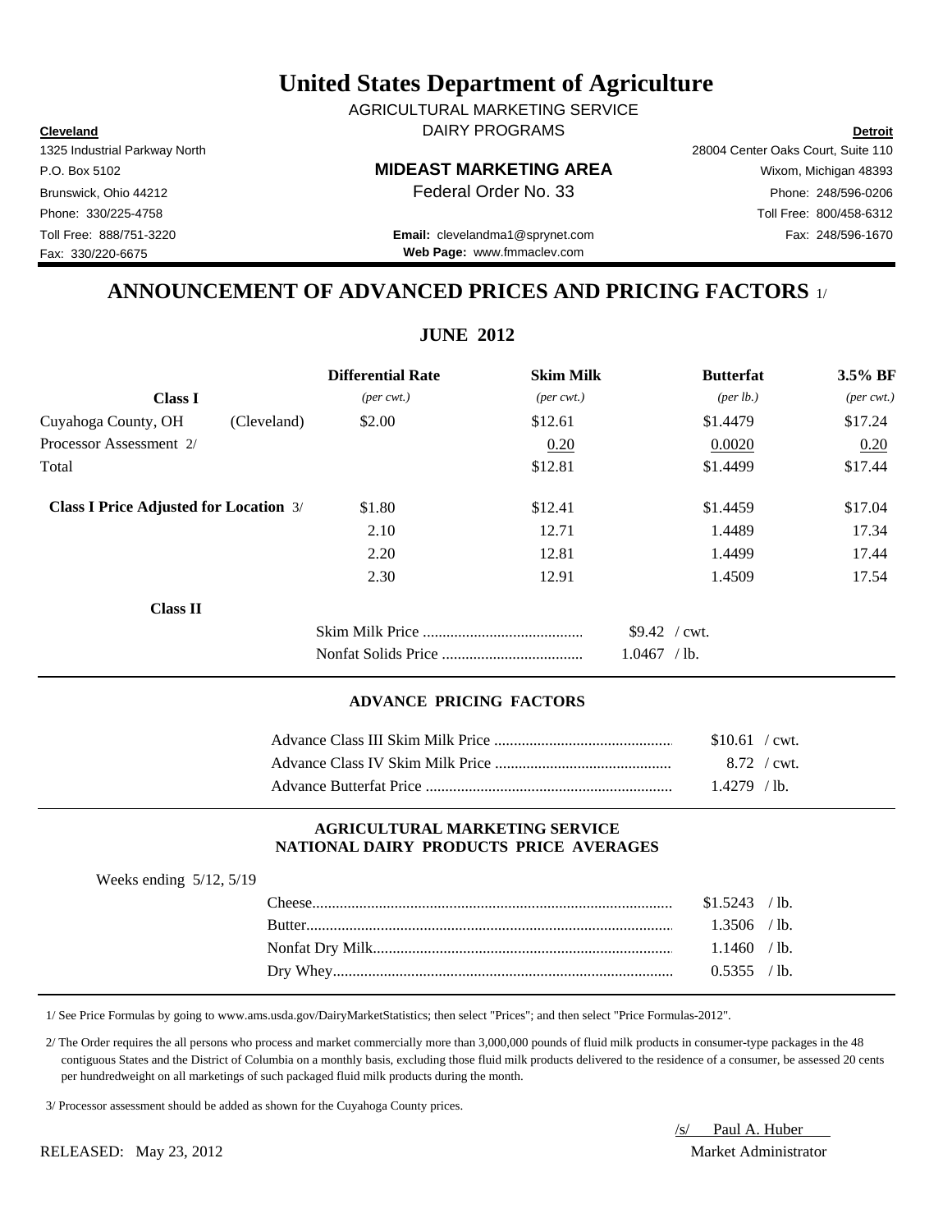# United States Department of Agriculture

AGRICULTURAL MARKETING SERVICE
DAIRY PROGRAMS

**Cleveland**
1325 Industrial Parkway North
P.O. Box 5102
Brunswick, Ohio 44212
Phone: 330/225-4758
Toll Free: 888/751-3220
Fax: 330/220-6675

**MIDEAST MARKETING AREA**
Federal Order No. 33

**Email:** clevelandma1@sprynet.com
**Web Page:** www.fmmaclev.com

**Detroit**
28004 Center Oaks Court, Suite 110
Wixom, Michigan 48393
Phone: 248/596-0206
Toll Free: 800/458-6312
Fax: 248/596-1670

## ANNOUNCEMENT OF ADVANCED PRICES AND PRICING FACTORS 1/

### JUNE 2012

| Class I | | Differential Rate *(per cwt.)* | Skim Milk *(per cwt.)* | Butterfat *(per lb.)* | 3.5% BF *(per cwt.)* |
|---|---|---|---|---|---|
| Cuyahoga County, OH | (Cleveland) | $2.00 | $12.61 | $1.4479 | $17.24 |
| Processor Assessment 2/ | | | 0.20 | 0.0020 | 0.20 |
| Total | | | $12.81 | $1.4499 | $17.44 |
| **Class I Price Adjusted for Location** 3/ | | $1.80 | $12.41 | $1.4459 | $17.04 |
| | | 2.10 | 12.71 | 1.4489 | 17.34 |
| | | 2.20 | 12.81 | 1.4499 | 17.44 |
| | | 2.30 | 12.91 | 1.4509 | 17.54 |

**Class II**

| | |
|---|---|
| Skim Milk Price | $9.42 / cwt. |
| Nonfat Solids Price | 1.0467 / lb. |

### ADVANCE PRICING FACTORS

| | |
|---|---|
| Advance Class III Skim Milk Price | $10.61 / cwt. |
| Advance Class IV Skim Milk Price | 8.72 / cwt. |
| Advance Butterfat Price | 1.4279 / lb. |

### AGRICULTURAL MARKETING SERVICE NATIONAL DAIRY PRODUCTS PRICE AVERAGES

Weeks ending 5/12, 5/19

| | |
|---|---|
| Cheese | $1.5243 / lb. |
| Butter | 1.3506 / lb. |
| Nonfat Dry Milk | 1.1460 / lb. |
| Dry Whey | 0.5355 / lb. |

1/ See Price Formulas by going to www.ams.usda.gov/DairyMarketStatistics; then select "Prices"; and then select "Price Formulas-2012".

2/ The Order requires the all persons who process and market commercially more than 3,000,000 pounds of fluid milk products in consumer-type packages in the 48 contiguous States and the District of Columbia on a monthly basis, excluding those fluid milk products delivered to the residence of a consumer, be assessed 20 cents per hundredweight on all marketings of such packaged fluid milk products during the month.

3/ Processor assessment should be added as shown for the Cuyahoga County prices.

RELEASED: May 23, 2012

/s/ Paul A. Huber
Market Administrator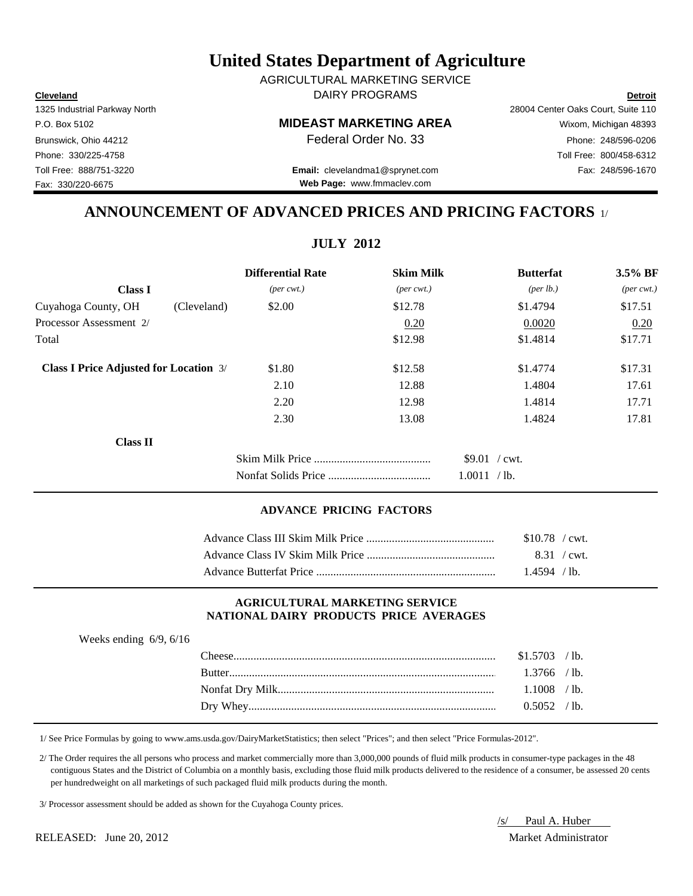# United States Department of Agriculture

AGRICULTURAL MARKETING SERVICE
DAIRY PROGRAMS

**Cleveland**
1325 Industrial Parkway North
P.O. Box 5102
Brunswick, Ohio 44212
Phone: 330/225-4758
Toll Free: 888/751-3220
Fax: 330/220-6675

**MIDEAST MARKETING AREA**
Federal Order No. 33

**Email:** clevelandma1@sprynet.com
**Web Page:** www.fmmaclev.com

**Detroit**
28004 Center Oaks Court, Suite 110
Wixom, Michigan 48393
Phone: 248/596-0206
Toll Free: 800/458-6312
Fax: 248/596-1670

## ANNOUNCEMENT OF ADVANCED PRICES AND PRICING FACTORS 1/

### JULY 2012

| Class I | | Differential Rate *(per cwt.)* | Skim Milk *(per cwt.)* | Butterfat *(per lb.)* | 3.5% BF *(per cwt.)* |
|---|---|---|---|---|---|
| Cuyahoga County, OH | (Cleveland) | $2.00 | $12.78 | $1.4794 | $17.51 |
| Processor Assessment 2/ | | | 0.20 | 0.0020 | 0.20 |
| Total | | | $12.98 | $1.4814 | $17.71 |
| **Class I Price Adjusted for Location** 3/ | | $1.80 | $12.58 | $1.4774 | $17.31 |
| | | 2.10 | 12.88 | 1.4804 | 17.61 |
| | | 2.20 | 12.98 | 1.4814 | 17.71 |
| | | 2.30 | 13.08 | 1.4824 | 17.81 |

**Class II**

| | |
|---|---|
| Skim Milk Price | $9.01 / cwt. |
| Nonfat Solids Price | 1.0011 / lb. |

#### ADVANCE PRICING FACTORS

| | |
|---|---|
| Advance Class III Skim Milk Price | $10.78 / cwt. |
| Advance Class IV Skim Milk Price | 8.31 / cwt. |
| Advance Butterfat Price | 1.4594 / lb. |

#### AGRICULTURAL MARKETING SERVICE NATIONAL DAIRY PRODUCTS PRICE AVERAGES

Weeks ending 6/9, 6/16

| | |
|---|---|
| Cheese | $1.5703 / lb. |
| Butter | 1.3766 / lb. |
| Nonfat Dry Milk | 1.1008 / lb. |
| Dry Whey | 0.5052 / lb. |

1/ See Price Formulas by going to www.ams.usda.gov/DairyMarketStatistics; then select "Prices"; and then select "Price Formulas-2012".

2/ The Order requires the all persons who process and market commercially more than 3,000,000 pounds of fluid milk products in consumer-type packages in the 48 contiguous States and the District of Columbia on a monthly basis, excluding those fluid milk products delivered to the residence of a consumer, be assessed 20 cents per hundredweight on all marketings of such packaged fluid milk products during the month.

3/ Processor assessment should be added as shown for the Cuyahoga County prices.

/s/ Paul A. Huber
Market Administrator

RELEASED: June 20, 2012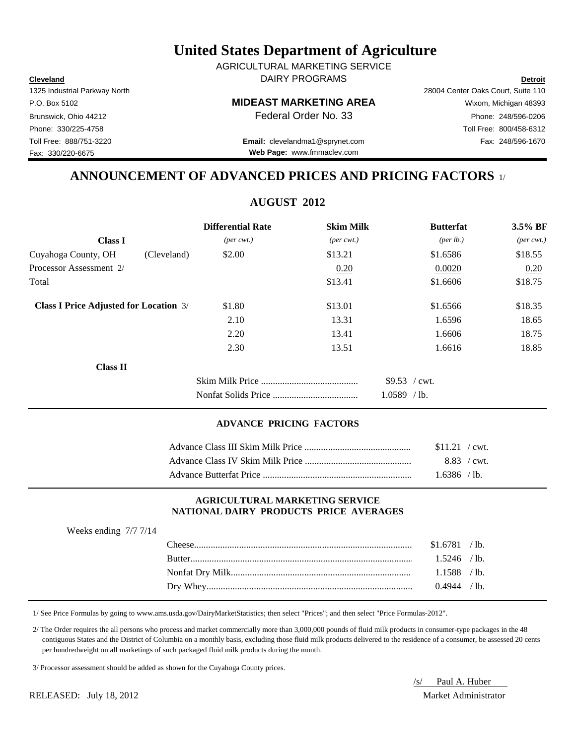# United States Department of Agriculture

AGRICULTURAL MARKETING SERVICE
DAIRY PROGRAMS

**Cleveland**
1325 Industrial Parkway North
P.O. Box 5102
Brunswick, Ohio 44212
Phone: 330/225-4758
Toll Free: 888/751-3220
Fax: 330/220-6675

**MIDEAST MARKETING AREA**
Federal Order No. 33

**Email:** clevelandma1@sprynet.com
**Web Page:** www.fmmaclev.com

**Detroit**
28004 Center Oaks Court, Suite 110
Wixom, Michigan 48393
Phone: 248/596-0206
Toll Free: 800/458-6312
Fax: 248/596-1670

## ANNOUNCEMENT OF ADVANCED PRICES AND PRICING FACTORS 1/

### AUGUST 2012

| Class I | | Differential Rate *(per cwt.)* | Skim Milk *(per cwt.)* | Butterfat *(per lb.)* | 3.5% BF *(per cwt.)* |
|---|---|---|---|---|---|
| Cuyahoga County, OH | (Cleveland) | $2.00 | $13.21 | $1.6586 | $18.55 |
| Processor Assessment 2/ | | | 0.20 | 0.0020 | 0.20 |
| Total | | | $13.41 | $1.6606 | $18.75 |
| **Class I Price Adjusted for Location** 3/ | | $1.80 | $13.01 | $1.6566 | $18.35 |
| | | 2.10 | 13.31 | 1.6596 | 18.65 |
| | | 2.20 | 13.41 | 1.6606 | 18.75 |
| | | 2.30 | 13.51 | 1.6616 | 18.85 |

**Class II**

| | |
|---|---|
| Skim Milk Price | $9.53 / cwt. |
| Nonfat Solids Price | 1.0589 / lb. |

#### ADVANCE PRICING FACTORS

| | |
|---|---|
| Advance Class III Skim Milk Price | $11.21 / cwt. |
| Advance Class IV Skim Milk Price | 8.83 / cwt. |
| Advance Butterfat Price | 1.6386 / lb. |

#### AGRICULTURAL MARKETING SERVICE NATIONAL DAIRY PRODUCTS PRICE AVERAGES

Weeks ending 7/7 7/14

| | |
|---|---|
| Cheese | $1.6781 / lb. |
| Butter | 1.5246 / lb. |
| Nonfat Dry Milk | 1.1588 / lb. |
| Dry Whey | 0.4944 / lb. |

1/ See Price Formulas by going to www.ams.usda.gov/DairyMarketStatistics; then select "Prices"; and then select "Price Formulas-2012".

2/ The Order requires the all persons who process and market commercially more than 3,000,000 pounds of fluid milk products in consumer-type packages in the 48 contiguous States and the District of Columbia on a monthly basis, excluding those fluid milk products delivered to the residence of a consumer, be assessed 20 cents per hundredweight on all marketings of such packaged fluid milk products during the month.

3/ Processor assessment should be added as shown for the Cuyahoga County prices.

RELEASED: July 18, 2012

/s/ Paul A. Huber
Market Administrator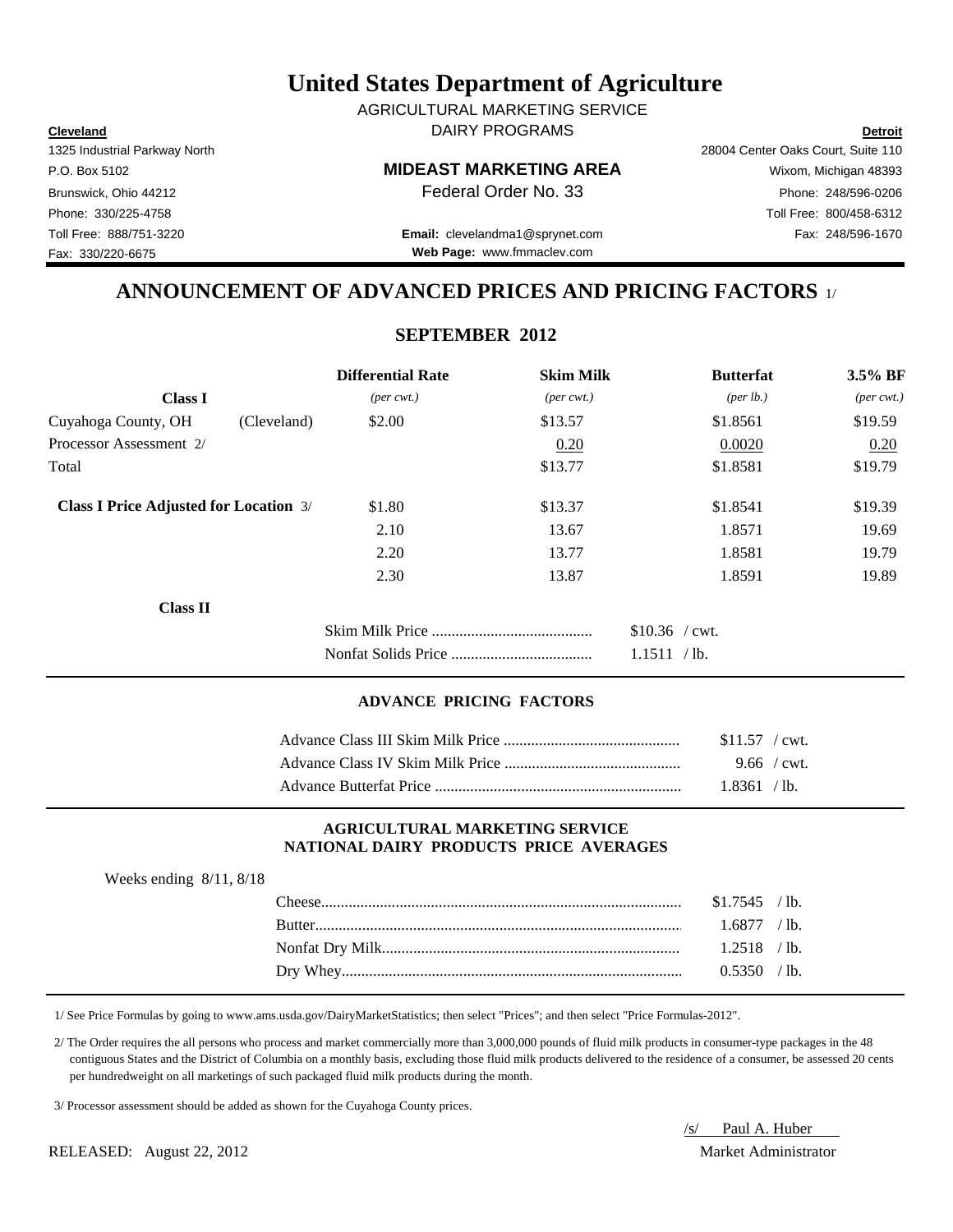# United States Department of Agriculture

AGRICULTURAL MARKETING SERVICE

DAIRY PROGRAMS

**Cleveland**
1325 Industrial Parkway North
P.O. Box 5102
Brunswick, Ohio 44212
Phone: 330/225-4758
Toll Free: 888/751-3220
Fax: 330/220-6675

**MIDEAST MARKETING AREA**
Federal Order No. 33

**Email:** clevelandma1@sprynet.com
**Web Page:** www.fmmaclev.com

**Detroit**
28004 Center Oaks Court, Suite 110
Wixom, Michigan 48393
Phone: 248/596-0206
Toll Free: 800/458-6312
Fax: 248/596-1670

## ANNOUNCEMENT OF ADVANCED PRICES AND PRICING FACTORS 1/

### SEPTEMBER 2012

| | | Differential Rate | Skim Milk | Butterfat | 3.5% BF |
|---|---|---|---|---|---|
| **Class I** | | *(per cwt.)* | *(per cwt.)* | *(per lb.)* | *(per cwt.)* |
| Cuyahoga County, OH | (Cleveland) | $2.00 | $13.57 | $1.8561 | $19.59 |
| Processor Assessment 2/ | | | 0.20 | 0.0020 | 0.20 |
| Total | | | $13.77 | $1.8581 | $19.79 |
| **Class I Price Adjusted for Location** 3/ | | $1.80 | $13.37 | $1.8541 | $19.39 |
| | | 2.10 | 13.67 | 1.8571 | 19.69 |
| | | 2.20 | 13.77 | 1.8581 | 19.79 |
| | | 2.30 | 13.87 | 1.8591 | 19.89 |

**Class II**

| | |
|---|---|
| Skim Milk Price | $10.36 / cwt. |
| Nonfat Solids Price | 1.1511 / lb. |

#### ADVANCE PRICING FACTORS

| | |
|---|---|
| Advance Class III Skim Milk Price | $11.57 / cwt. |
| Advance Class IV Skim Milk Price | 9.66 / cwt. |
| Advance Butterfat Price | 1.8361 / lb. |

#### AGRICULTURAL MARKETING SERVICE NATIONAL DAIRY PRODUCTS PRICE AVERAGES

Weeks ending 8/11, 8/18

| | |
|---|---|
| Cheese | $1.7545 / lb. |
| Butter | 1.6877 / lb. |
| Nonfat Dry Milk | 1.2518 / lb. |
| Dry Whey | 0.5350 / lb. |

1/ See Price Formulas by going to www.ams.usda.gov/DairyMarketStatistics; then select "Prices"; and then select "Price Formulas-2012".

2/ The Order requires the all persons who process and market commercially more than 3,000,000 pounds of fluid milk products in consumer-type packages in the 48 contiguous States and the District of Columbia on a monthly basis, excluding those fluid milk products delivered to the residence of a consumer, be assessed 20 cents per hundredweight on all marketings of such packaged fluid milk products during the month.

3/ Processor assessment should be added as shown for the Cuyahoga County prices.

RELEASED: August 22, 2012

/s/ Paul A. Huber
Market Administrator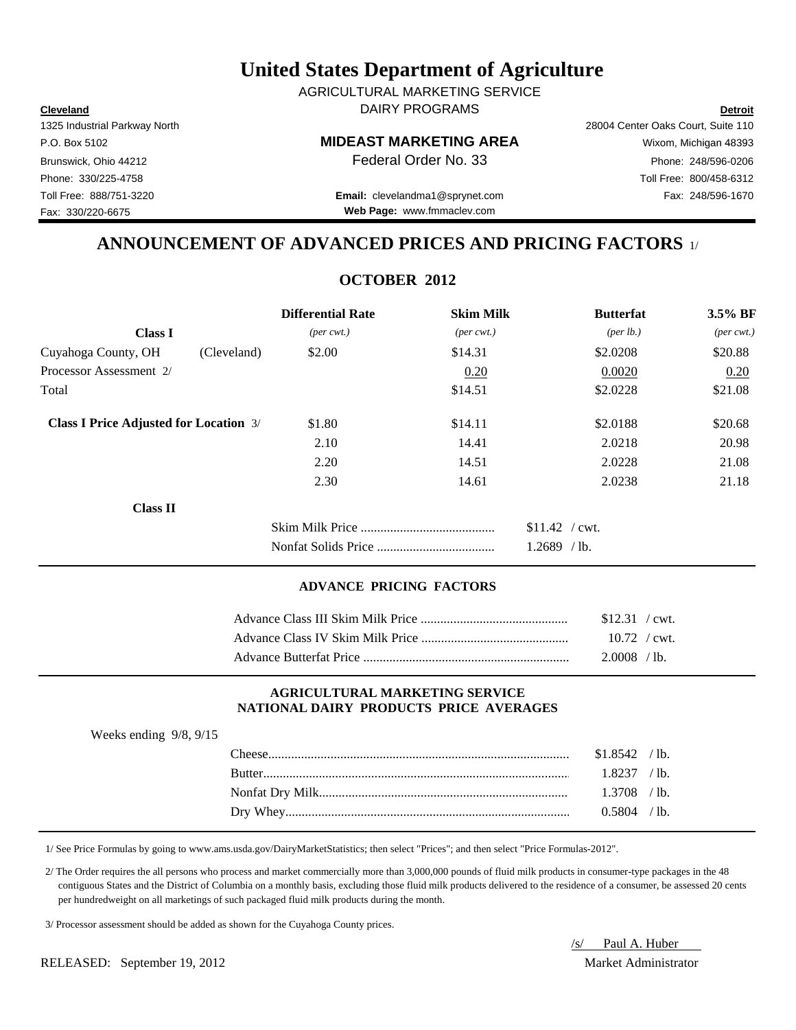# United States Department of Agriculture

AGRICULTURAL MARKETING SERVICE

DAIRY PROGRAMS

**Cleveland**
1325 Industrial Parkway North
P.O. Box 5102
Brunswick, Ohio 44212
Phone: 330/225-4758
Toll Free: 888/751-3220
Fax: 330/220-6675

**MIDEAST MARKETING AREA**
Federal Order No. 33

**Email:** clevelandma1@sprynet.com
**Web Page:** www.fmmaclev.com

**Detroit**
28004 Center Oaks Court, Suite 110
Wixom, Michigan 48393
Phone: 248/596-0206
Toll Free: 800/458-6312
Fax: 248/596-1670

## ANNOUNCEMENT OF ADVANCED PRICES AND PRICING FACTORS 1/

### OCTOBER 2012

| | | Differential Rate | Skim Milk | Butterfat | 3.5% BF |
|---|---|---|---|---|---|
| **Class I** | | *(per cwt.)* | *(per cwt.)* | *(per lb.)* | *(per cwt.)* |
| Cuyahoga County, OH | (Cleveland) | \$2.00 | \$14.31 | \$2.0208 | \$20.88 |
| Processor Assessment 2/ | | | 0.20 | 0.0020 | 0.20 |
| Total | | | \$14.51 | \$2.0228 | \$21.08 |
| **Class I Price Adjusted for Location** 3/ | | \$1.80 | \$14.11 | \$2.0188 | \$20.68 |
| | | 2.10 | 14.41 | 2.0218 | 20.98 |
| | | 2.20 | 14.51 | 2.0228 | 21.08 |
| | | 2.30 | 14.61 | 2.0238 | 21.18 |

**Class II**

| | |
|---|---|
| Skim Milk Price | \$11.42 / cwt. |
| Nonfat Solids Price | 1.2689 / lb. |

#### ADVANCE PRICING FACTORS

| | |
|---|---|
| Advance Class III Skim Milk Price | \$12.31 / cwt. |
| Advance Class IV Skim Milk Price | 10.72 / cwt. |
| Advance Butterfat Price | 2.0008 / lb. |

#### AGRICULTURAL MARKETING SERVICE NATIONAL DAIRY PRODUCTS PRICE AVERAGES

Weeks ending 9/8, 9/15

| | |
|---|---|
| Cheese | \$1.8542 / lb. |
| Butter | 1.8237 / lb. |
| Nonfat Dry Milk | 1.3708 / lb. |
| Dry Whey | 0.5804 / lb. |

1/ See Price Formulas by going to www.ams.usda.gov/DairyMarketStatistics; then select "Prices"; and then select "Price Formulas-2012".

2/ The Order requires the all persons who process and market commercially more than 3,000,000 pounds of fluid milk products in consumer-type packages in the 48 contiguous States and the District of Columbia on a monthly basis, excluding those fluid milk products delivered to the residence of a consumer, be assessed 20 cents per hundredweight on all marketings of such packaged fluid milk products during the month.

3/ Processor assessment should be added as shown for the Cuyahoga County prices.

/s/ Paul A. Huber
Market Administrator

RELEASED: September 19, 2012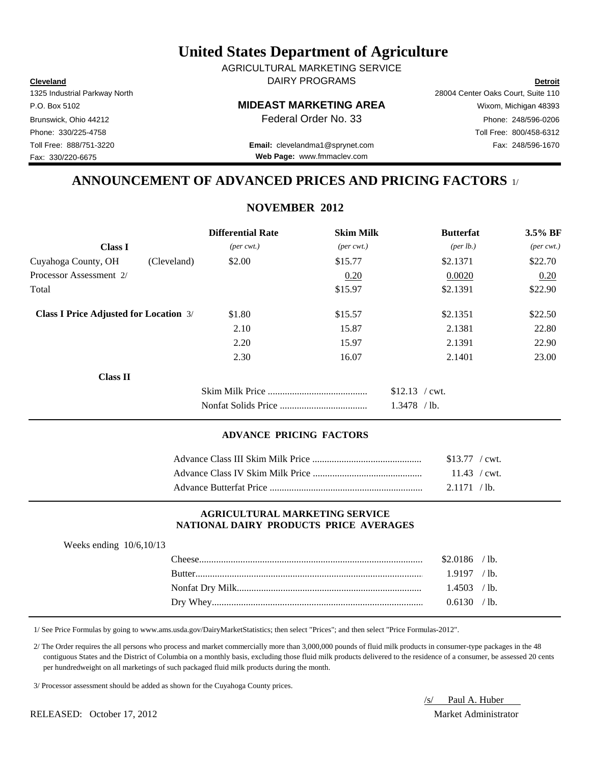# United States Department of Agriculture

AGRICULTURAL MARKETING SERVICE
DAIRY PROGRAMS

**Cleveland**
1325 Industrial Parkway North
P.O. Box 5102
Brunswick, Ohio 44212
Phone: 330/225-4758
Toll Free: 888/751-3220
Fax: 330/220-6675

**MIDEAST MARKETING AREA**
Federal Order No. 33

**Email:** clevelandma1@sprynet.com
**Web Page:** www.fmmaclev.com

**Detroit**
28004 Center Oaks Court, Suite 110
Wixom, Michigan 48393
Phone: 248/596-0206
Toll Free: 800/458-6312
Fax: 248/596-1670

## ANNOUNCEMENT OF ADVANCED PRICES AND PRICING FACTORS 1/

### NOVEMBER 2012

| **Class I** | | **Differential Rate** *(per cwt.)* | **Skim Milk** *(per cwt.)* | **Butterfat** *(per lb.)* | **3.5% BF** *(per cwt.)* |
|---|---|---|---|---|---|
| Cuyahoga County, OH | (Cleveland) | $2.00 | $15.77 | $2.1371 | $22.70 |
| Processor Assessment 2/ | | | 0.20 | 0.0020 | 0.20 |
| Total | | | $15.97 | $2.1391 | $22.90 |
| **Class I Price Adjusted for Location** 3/ | | $1.80 | $15.57 | $2.1351 | $22.50 |
| | | 2.10 | 15.87 | 2.1381 | 22.80 |
| | | 2.20 | 15.97 | 2.1391 | 22.90 |
| | | 2.30 | 16.07 | 2.1401 | 23.00 |

**Class II**

| | |
|---|---|
| Skim Milk Price | $12.13 / cwt. |
| Nonfat Solids Price | 1.3478 / lb. |

#### ADVANCE PRICING FACTORS

| | |
|---|---|
| Advance Class III Skim Milk Price | $13.77 / cwt. |
| Advance Class IV Skim Milk Price | 11.43 / cwt. |
| Advance Butterfat Price | 2.1171 / lb. |

#### AGRICULTURAL MARKETING SERVICE NATIONAL DAIRY PRODUCTS PRICE AVERAGES

Weeks ending 10/6,10/13

| | |
|---|---|
| Cheese | $2.0186 / lb. |
| Butter | 1.9197 / lb. |
| Nonfat Dry Milk | 1.4503 / lb. |
| Dry Whey | 0.6130 / lb. |

1/ See Price Formulas by going to www.ams.usda.gov/DairyMarketStatistics; then select "Prices"; and then select "Price Formulas-2012".

2/ The Order requires the all persons who process and market commercially more than 3,000,000 pounds of fluid milk products in consumer-type packages in the 48 contiguous States and the District of Columbia on a monthly basis, excluding those fluid milk products delivered to the residence of a consumer, be assessed 20 cents per hundredweight on all marketings of such packaged fluid milk products during the month.

3/ Processor assessment should be added as shown for the Cuyahoga County prices.

RELEASED: October 17, 2012

/s/ Paul A. Huber
Market Administrator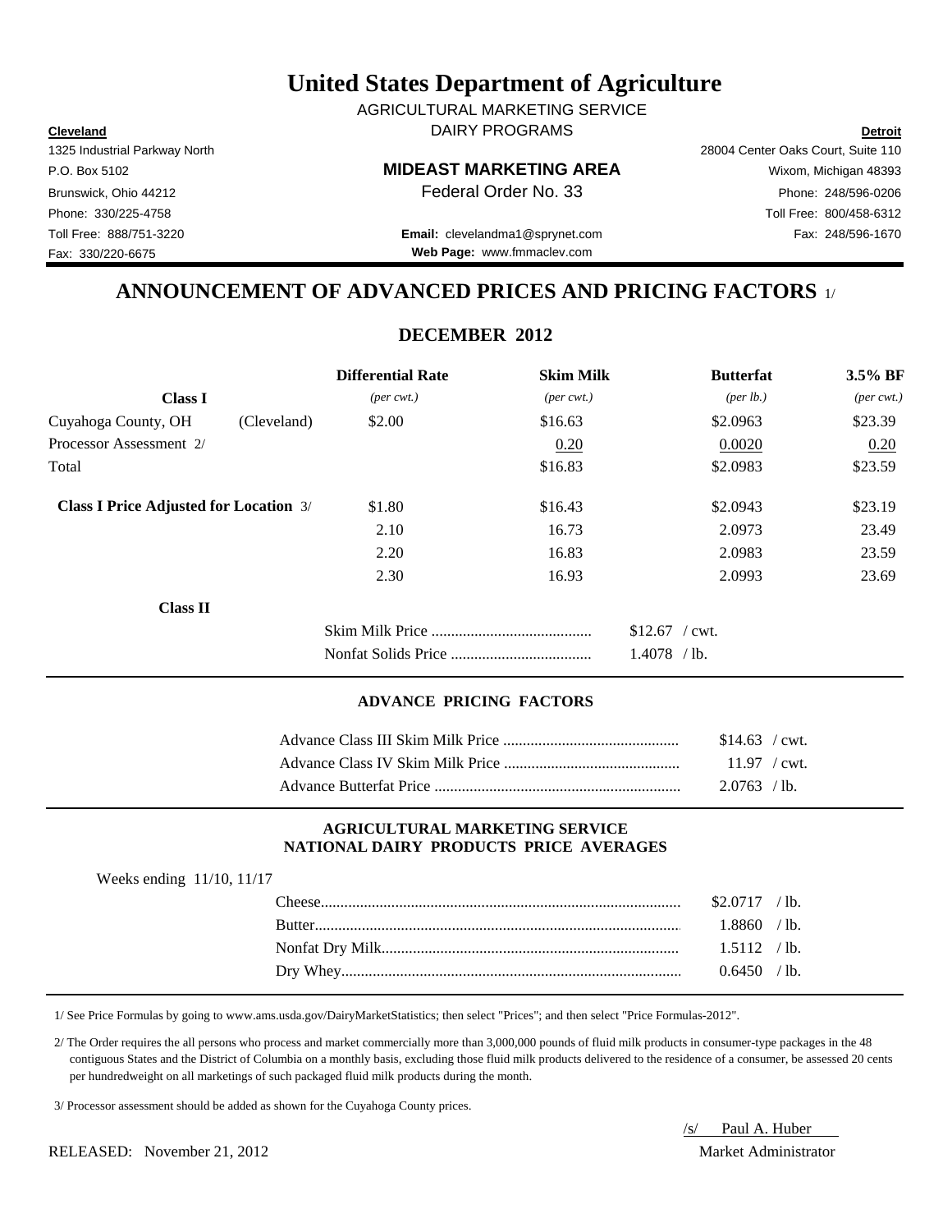# United States Department of Agriculture

AGRICULTURAL MARKETING SERVICE
DAIRY PROGRAMS

**Cleveland**
1325 Industrial Parkway North
P.O. Box 5102
Brunswick, Ohio 44212
Phone: 330/225-4758
Toll Free: 888/751-3220
Fax: 330/220-6675

**MIDEAST MARKETING AREA**
Federal Order No. 33

**Email:** clevelandma1@sprynet.com
**Web Page:** www.fmmaclev.com

**Detroit**
28004 Center Oaks Court, Suite 110
Wixom, Michigan 48393
Phone: 248/596-0206
Toll Free: 800/458-6312
Fax: 248/596-1670

## ANNOUNCEMENT OF ADVANCED PRICES AND PRICING FACTORS 1/

### DECEMBER 2012

| Class I | | Differential Rate *(per cwt.)* | Skim Milk *(per cwt.)* | Butterfat *(per lb.)* | 3.5% BF *(per cwt.)* |
|---|---|---|---|---|---|
| Cuyahoga County, OH | (Cleveland) | $2.00 | $16.63 | $2.0963 | $23.39 |
| Processor Assessment 2/ | | | 0.20 | 0.0020 | 0.20 |
| Total | | | $16.83 | $2.0983 | $23.59 |
| **Class I Price Adjusted for Location** 3/ | | $1.80 | $16.43 | $2.0943 | $23.19 |
| | | 2.10 | 16.73 | 2.0973 | 23.49 |
| | | 2.20 | 16.83 | 2.0983 | 23.59 |
| | | 2.30 | 16.93 | 2.0993 | 23.69 |

**Class II**

| | |
|---|---|
| Skim Milk Price | $12.67 / cwt. |
| Nonfat Solids Price | 1.4078 / lb. |

#### ADVANCE PRICING FACTORS

| | |
|---|---|
| Advance Class III Skim Milk Price | $14.63 / cwt. |
| Advance Class IV Skim Milk Price | 11.97 / cwt. |
| Advance Butterfat Price | 2.0763 / lb. |

#### AGRICULTURAL MARKETING SERVICE NATIONAL DAIRY PRODUCTS PRICE AVERAGES

Weeks ending 11/10, 11/17

| | |
|---|---|
| Cheese | $2.0717 / lb. |
| Butter | 1.8860 / lb. |
| Nonfat Dry Milk | 1.5112 / lb. |
| Dry Whey | 0.6450 / lb. |

1/ See Price Formulas by going to www.ams.usda.gov/DairyMarketStatistics; then select "Prices"; and then select "Price Formulas-2012".

2/ The Order requires the all persons who process and market commercially more than 3,000,000 pounds of fluid milk products in consumer-type packages in the 48 contiguous States and the District of Columbia on a monthly basis, excluding those fluid milk products delivered to the residence of a consumer, be assessed 20 cents per hundredweight on all marketings of such packaged fluid milk products during the month.

3/ Processor assessment should be added as shown for the Cuyahoga County prices.

/s/ Paul A. Huber
Market Administrator

RELEASED: November 21, 2012